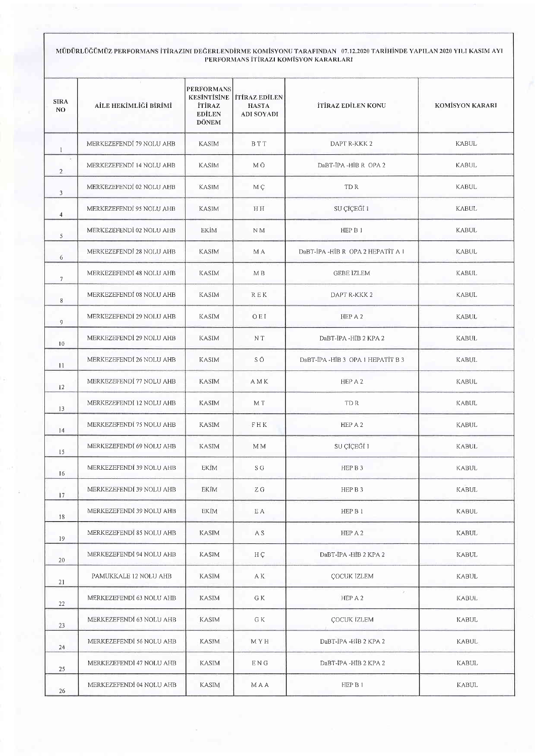MÜDÜRLÜĞÜMÜZ PERFORMANS İTİRAZINI DEĞERLENDİRME KOMİSYONU TARAFINDAN 07.12.2020 TARİHİNDE YAPILAN 2020 YILI KASIM AYI PERFORMANS İTİRAZI KOMİSYON KARARLARI

| SIRA NO | AİLE HEKİMLİĞİ BİRİMİ | PERFORMANS KESİNTİSİNE İTİRAZ EDİLEN DÖNEM | İTİRAZ EDİLEN HASTA ADI SOYADI | İTİRAZ EDİLEN KONU | KOMİSYON KARARI |
|---|---|---|---|---|---|
| 1 | MERKEZEFENDİ 79 NOLU AHB | KASIM | B T T | DAPT R-KKK 2 | KABUL |
| 2 | MERKEZEFENDİ 14 NOLU AHB | KASIM | M Ö | DaBT-İPA -HİB R OPA 2 | KABUL |
| 3 | MERKEZEFENDİ 02 NOLU AHB | KASIM | M Ç | TD R | KABUL |
| 4 | MERKEZEFENDİ 95 NOLU AHB | KASIM | H H | SU ÇİÇEĞİ 1 | KABUL |
| 5 | MERKEZEFENDİ 02 NOLU AHB | EKİM | N M | HEP B 1 | KABUL |
| 6 | MERKEZEFENDİ 28 NOLU AHB | KASIM | M A | DaBT-İPA -HİB R OPA 2 HEPATİT A 1 | KABUL |
| 7 | MERKEZEFENDİ 48 NOLU AHB | KASIM | M B | GEBE İZLEM | KABUL |
| 8 | MERKEZEFENDİ 08 NOLU AHB | KASIM | R E K | DAPT R-KKK 2 | KABUL |
| 9 | MERKEZEFENDİ 29 NOLU AHB | KASIM | O E I | HEP A 2 | KABUL |
| 10 | MERKEZEFENDİ 29 NOLU AHB | KASIM | N T | DaBT-İPA -HİB 2 KPA 2 | KABUL |
| 11 | MERKEZEFENDİ 26 NOLU AHB | KASIM | S Ö | DaBT-İPA -HİB 3 OPA 1 HEPATİT B 3 | KABUL |
| 12 | MERKEZEFENDİ 77 NOLU AHB | KASIM | A M K | HEP A 2 | KABUL |
| 13 | MERKEZEFENDİ 12 NOLU AHB | KASIM | M T | TD R | KABUL |
| 14 | MERKEZEFENDİ 75 NOLU AHB | KASIM | F H K | HEP A 2 | KABUL |
| 15 | MERKEZEFENDİ 69 NOLU AHB | KASIM | M M | SU ÇİÇEĞİ 1 | KABUL |
| 16 | MERKEZEFENDİ 39 NOLU AHB | EKİM | S G | HEP B 3 | KABUL |
| 17 | MERKEZEFENDİ 39 NOLU AHB | EKİM | Z G | HEP B 3 | KABUL |
| 18 | MERKEZEFENDİ 39 NOLU AHB | EKİM | E A | HEP B 1 | KABUL |
| 19 | MERKEZEFENDİ 85 NOLU AHB | KASIM | A S | HEP A 2 | KABUL |
| 20 | MERKEZEFENDİ 94 NOLU AHB | KASIM | H Ç | DaBT-İPA -HİB 2 KPA 2 | KABUL |
| 21 | PAMUKKALE 12 NOLU AHB | KASIM | A K | ÇOCUK İZLEM | KABUL |
| 22 | MERKEZEFENDİ 63 NOLU AHB | KASIM | G K | HEP A 2 | KABUL |
| 23 | MERKEZEFENDİ 63 NOLU AHB | KASIM | G K | ÇOCUK İZLEM | KABUL |
| 24 | MERKEZEFENDİ 56 NOLU AHB | KASIM | M Y H | DaBT-İPA -HİB 2 KPA 2 | KABUL |
| 25 | MERKEZEFENDİ 47 NOLU AHB | KASIM | E N G | DaBT-İPA -HİB 2 KPA 2 | KABUL |
| 26 | MERKEZEFENDİ 04 NOLU AHB | KASIM | M A A | HEP B 1 | KABUL |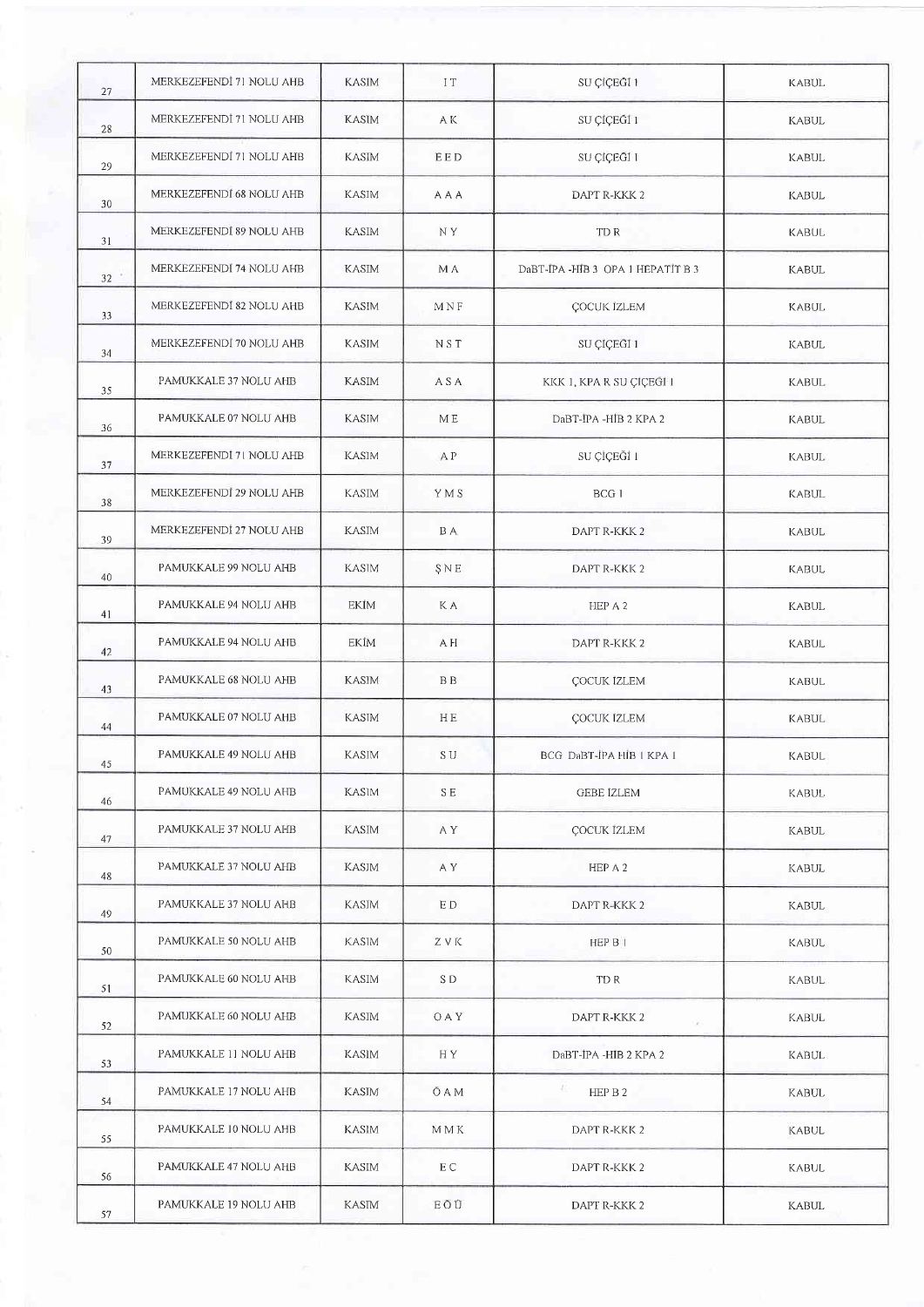| | | | | | |
|---|---|---|---|---|---|
| 27 | MERKEZEFENDİ 71 NOLU AHB | KASIM | I T | SU ÇİÇEĞİ 1 | KABUL |
| 28 | MERKEZEFENDİ 71 NOLU AHB | KASIM | A K | SU ÇİÇEĞİ 1 | KABUL |
| 29 | MERKEZEFENDİ 71 NOLU AHB | KASIM | E E D | SU ÇİÇEĞİ 1 | KABUL |
| 30 | MERKEZEFENDİ 68 NOLU AHB | KASIM | A A A | DAPT R-KKK 2 | KABUL |
| 31 | MERKEZEFENDİ 89 NOLU AHB | KASIM | N Y | TD R | KABUL |
| 32 | MERKEZEFENDİ 74 NOLU AHB | KASIM | M A | DaBT-İPA -HİB 3 OPA 1 HEPATİT B 3 | KABUL |
| 33 | MERKEZEFENDİ 82 NOLU AHB | KASIM | M N F | ÇOCUK İZLEM | KABUL |
| 34 | MERKEZEFENDİ 70 NOLU AHB | KASIM | N S T | SU ÇİÇEĞİ 1 | KABUL |
| 35 | PAMUKKALE 37 NOLU AHB | KASIM | A S A | KKK 1, KPA R SU ÇİÇEĞİ 1 | KABUL |
| 36 | PAMUKKALE 07 NOLU AHB | KASIM | M E | DaBT-İPA -HİB 2 KPA 2 | KABUL |
| 37 | MERKEZEFENDİ 71 NOLU AHB | KASIM | A P | SU ÇİÇEĞİ 1 | KABUL |
| 38 | MERKEZEFENDİ 29 NOLU AHB | KASIM | Y M S | BCG 1 | KABUL |
| 39 | MERKEZEFENDİ 27 NOLU AHB | KASIM | B A | DAPT R-KKK 2 | KABUL |
| 40 | PAMUKKALE 99 NOLU AHB | KASIM | Ş N E | DAPT R-KKK 2 | KABUL |
| 41 | PAMUKKALE 94 NOLU AHB | EKİM | K A | HEP A 2 | KABUL |
| 42 | PAMUKKALE 94 NOLU AHB | EKİM | A H | DAPT R-KKK 2 | KABUL |
| 43 | PAMUKKALE 68 NOLU AHB | KASIM | B B | ÇOCUK İZLEM | KABUL |
| 44 | PAMUKKALE 07 NOLU AHB | KASIM | H E | ÇOCUK İZLEM | KABUL |
| 45 | PAMUKKALE 49 NOLU AHB | KASIM | S U | BCG DaBT-İPA HİB 1 KPA 1 | KABUL |
| 46 | PAMUKKALE 49 NOLU AHB | KASIM | S E | GEBE İZLEM | KABUL |
| 47 | PAMUKKALE 37 NOLU AHB | KASIM | A Y | ÇOCUK İZLEM | KABUL |
| 48 | PAMUKKALE 37 NOLU AHB | KASIM | A Y | HEP A 2 | KABUL |
| 49 | PAMUKKALE 37 NOLU AHB | KASIM | E D | DAPT R-KKK 2 | KABUL |
| 50 | PAMUKKALE 50 NOLU AHB | KASIM | Z V K | HEP B 1 | KABUL |
| 51 | PAMUKKALE 60 NOLU AHB | KASIM | S D | TD R | KABUL |
| 52 | PAMUKKALE 60 NOLU AHB | KASIM | O A Y | DAPT R-KKK 2 | KABUL |
| 53 | PAMUKKALE 11 NOLU AHB | KASIM | H Y | DaBT-İPA -HİB 2 KPA 2 | KABUL |
| 54 | PAMUKKALE 17 NOLU AHB | KASIM | Ö A M | HEP B 2 | KABUL |
| 55 | PAMUKKALE 10 NOLU AHB | KASIM | M M K | DAPT R-KKK 2 | KABUL |
| 56 | PAMUKKALE 47 NOLU AHB | KASIM | E C | DAPT R-KKK 2 | KABUL |
| 57 | PAMUKKALE 19 NOLU AHB | KASIM | E Ö Ü | DAPT R-KKK 2 | KABUL |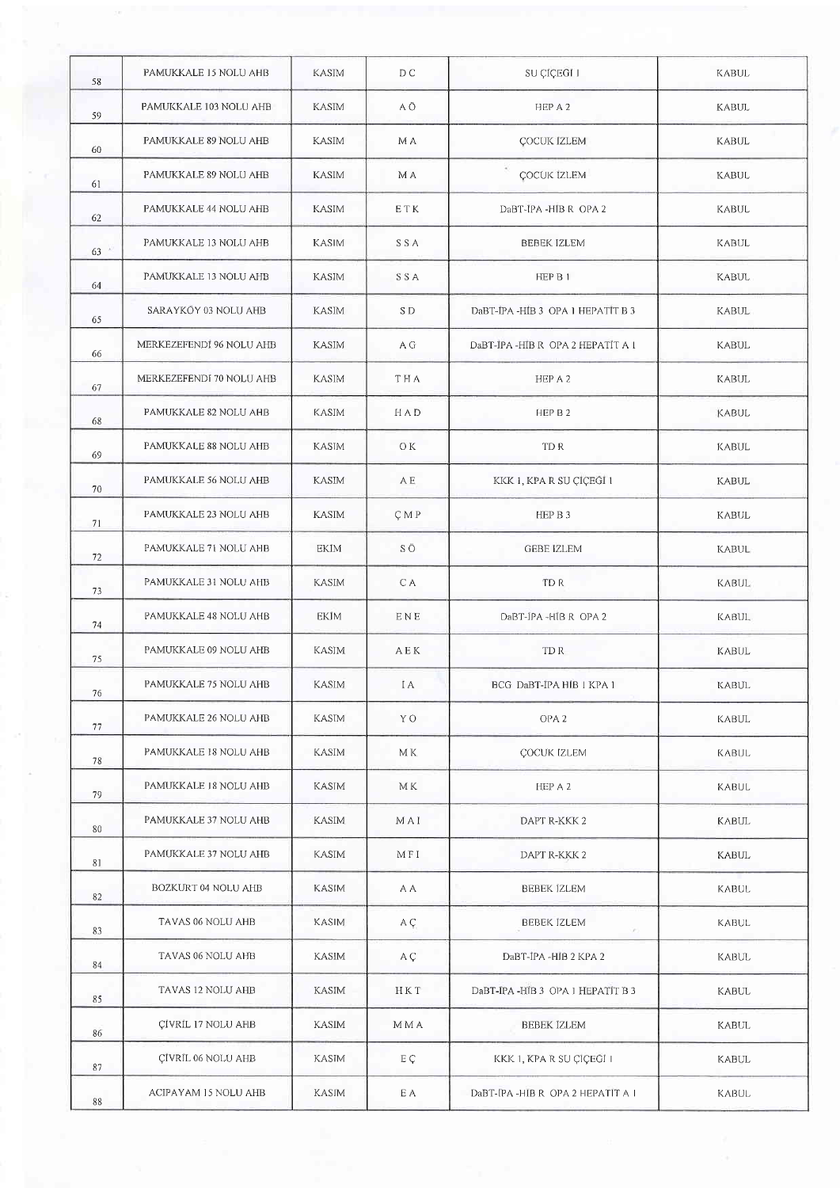| | | | | | |
|---|---|---|---|---|---|
| 58 | PAMUKKALE 15 NOLU AHB | KASIM | D C | SU ÇİÇEĞİ I | KABUL |
| 59 | PAMUKKALE 103 NOLU AHB | KASIM | A Ö | HEP A 2 | KABUL |
| 60 | PAMUKKALE 89 NOLU AHB | KASIM | M A | ÇOCUK İZLEM | KABUL |
| 61 | PAMUKKALE 89 NOLU AHB | KASIM | M A | ÇOCUK İZLEM | KABUL |
| 62 | PAMUKKALE 44 NOLU AHB | KASIM | E T K | DaBT-İPA -HİB R OPA 2 | KABUL |
| 63 | PAMUKKALE 13 NOLU AHB | KASIM | S S A | BEBEK İZLEM | KABUL |
| 64 | PAMUKKALE 13 NOLU AHB | KASIM | S S A | HEP B 1 | KABUL |
| 65 | SARAYKÖY 03 NOLU AHB | KASIM | S D | DaBT-İPA -HİB 3 OPA 1 HEPATİT B 3 | KABUL |
| 66 | MERKEZEFENDİ 96 NOLU AHB | KASIM | A G | DaBT-İPA -HİB R OPA 2 HEPATİT A 1 | KABUL |
| 67 | MERKEZEFENDİ 70 NOLU AHB | KASIM | T H A | HEP A 2 | KABUL |
| 68 | PAMUKKALE 82 NOLU AHB | KASIM | H A D | HEP B 2 | KABUL |
| 69 | PAMUKKALE 88 NOLU AHB | KASIM | O K | TD R | KABUL |
| 70 | PAMUKKALE 56 NOLU AHB | KASIM | A E | KKK 1, KPA R SU ÇİÇEĞİ 1 | KABUL |
| 71 | PAMUKKALE 23 NOLU AHB | KASIM | Ç M P | HEP B 3 | KABUL |
| 72 | PAMUKKALE 71 NOLU AHB | EKİM | S Ö | GEBE İZLEM | KABUL |
| 73 | PAMUKKALE 31 NOLU AHB | KASIM | C A | TD R | KABUL |
| 74 | PAMUKKALE 48 NOLU AHB | EKİM | E N E | DaBT-İPA -HİB R OPA 2 | KABUL |
| 75 | PAMUKKALE 09 NOLU AHB | KASIM | A E K | TD R | KABUL |
| 76 | PAMUKKALE 75 NOLU AHB | KASIM | I A | BCG DaBT-İPA HİB 1 KPA 1 | KABUL |
| 77 | PAMUKKALE 26 NOLU AHB | KASIM | Y O | OPA 2 | KABUL |
| 78 | PAMUKKALE 18 NOLU AHB | KASIM | M K | ÇOCUK İZLEM | KABUL |
| 79 | PAMUKKALE 18 NOLU AHB | KASIM | M K | HEP A 2 | KABUL |
| 80 | PAMUKKALE 37 NOLU AHB | KASIM | M A I | DAPT R-KKK 2 | KABUL |
| 81 | PAMUKKALE 37 NOLU AHB | KASIM | M F I | DAPT R-KKK 2 | KABUL |
| 82 | BOZKURT 04 NOLU AHB | KASIM | A A | BEBEK İZLEM | KABUL |
| 83 | TAVAS 06 NOLU AHB | KASIM | A Ç | BEBEK İZLEM | KABUL |
| 84 | TAVAS 06 NOLU AHB | KASIM | A Ç | DaBT-İPA -HİB 2 KPA 2 | KABUL |
| 85 | TAVAS 12 NOLU AHB | KASIM | H K T | DaBT-İPA -HİB 3 OPA 1 HEPATİT B 3 | KABUL |
| 86 | ÇİVRİL 17 NOLU AHB | KASIM | M M A | BEBEK İZLEM | KABUL |
| 87 | ÇİVRİL 06 NOLU AHB | KASIM | E Ç | KKK 1, KPA R SU ÇİÇEĞİ 1 | KABUL |
| 88 | ACIPAYAM 15 NOLU AHB | KASIM | E A | DaBT-İPA -HİB R OPA 2 HEPATİT A 1 | KABUL |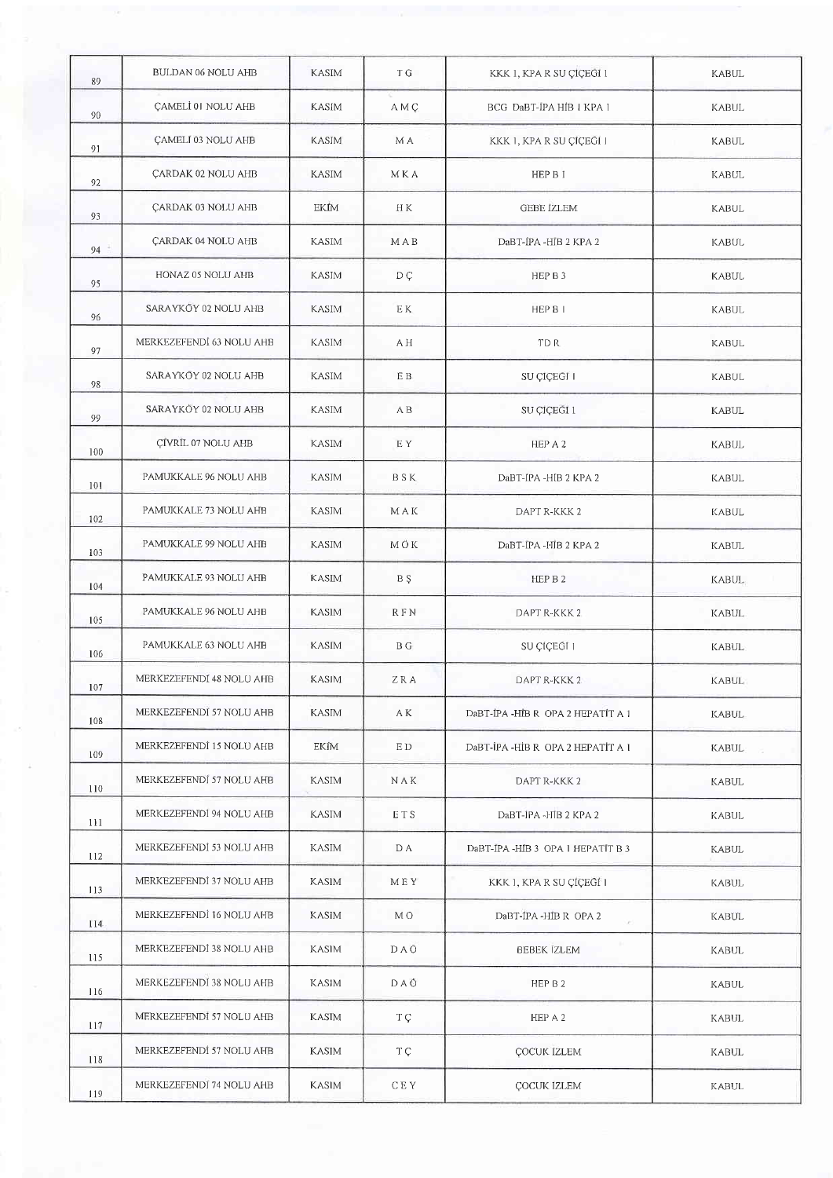| | | | | | |
|---|---|---|---|---|---|
| 89 | BULDAN 06 NOLU AHB | KASIM | T G | KKK 1, KPA R SU ÇİÇEĞİ 1 | KABUL |
| 90 | ÇAMELİ 01 NOLU AHB | KASIM | A M Ç | BCG DaBT-İPA HİB 1 KPA 1 | KABUL |
| 91 | ÇAMELİ 03 NOLU AHB | KASIM | M A | KKK 1, KPA R SU ÇİÇEĞİ 1 | KABUL |
| 92 | ÇARDAK 02 NOLU AHB | KASIM | M K A | HEP B 1 | KABUL |
| 93 | ÇARDAK 03 NOLU AHB | EKİM | H K | GEBE İZLEM | KABUL |
| 94 | ÇARDAK 04 NOLU AHB | KASIM | M A B | DaBT-İPA -HİB 2 KPA 2 | KABUL |
| 95 | HONAZ 05 NOLU AHB | KASIM | D Ç | HEP B 3 | KABUL |
| 96 | SARAYKÖY 02 NOLU AHB | KASIM | E K | HEP B 1 | KABUL |
| 97 | MERKEZEFENDİ 63 NOLU AHB | KASIM | A H | TD R | KABUL |
| 98 | SARAYKÖY 02 NOLU AHB | KASIM | E B | SU ÇİÇEĞİ 1 | KABUL |
| 99 | SARAYKÖY 02 NOLU AHB | KASIM | A B | SU ÇİÇEĞİ 1 | KABUL |
| 100 | ÇİVRİL 07 NOLU AHB | KASIM | E Y | HEP A 2 | KABUL |
| 101 | PAMUKKALE 96 NOLU AHB | KASIM | B S K | DaBT-İPA -HİB 2 KPA 2 | KABUL |
| 102 | PAMUKKALE 73 NOLU AHB | KASIM | M A K | DAPT R-KKK 2 | KABUL |
| 103 | PAMUKKALE 99 NOLU AHB | KASIM | M Ö K | DaBT-İPA -HİB 2 KPA 2 | KABUL |
| 104 | PAMUKKALE 93 NOLU AHB | KASIM | B Ş | HEP B 2 | KABUL |
| 105 | PAMUKKALE 96 NOLU AHB | KASIM | R F N | DAPT R-KKK 2 | KABUL |
| 106 | PAMUKKALE 63 NOLU AHB | KASIM | B G | SU ÇİÇEĞİ 1 | KABUL |
| 107 | MERKEZEFENDİ 48 NOLU AHB | KASIM | Z R A | DAPT R-KKK 2 | KABUL |
| 108 | MERKEZEFENDİ 57 NOLU AHB | KASIM | A K | DaBT-İPA -HİB R OPA 2 HEPATİT A 1 | KABUL |
| 109 | MERKEZEFENDİ 15 NOLU AHB | EKİM | E D | DaBT-İPA -HİB R OPA 2 HEPATİT A 1 | KABUL |
| 110 | MERKEZEFENDİ 57 NOLU AHB | KASIM | N A K | DAPT R-KKK 2 | KABUL |
| 111 | MERKEZEFENDİ 94 NOLU AHB | KASIM | E T S | DaBT-İPA -HİB 2 KPA 2 | KABUL |
| 112 | MERKEZEFENDİ 53 NOLU AHB | KASIM | D A | DaBT-İPA -HİB 3 OPA 1 HEPATİT B 3 | KABUL |
| 113 | MERKEZEFENDİ 37 NOLU AHB | KASIM | M E Y | KKK 1, KPA R SU ÇİÇEĞİ 1 | KABUL |
| 114 | MERKEZEFENDİ 16 NOLU AHB | KASIM | M O | DaBT-İPA -HİB R OPA 2 | KABUL |
| 115 | MERKEZEFENDİ 38 NOLU AHB | KASIM | D A Ö | BEBEK İZLEM | KABUL |
| 116 | MERKEZEFENDİ 38 NOLU AHB | KASIM | D A Ö | HEP B 2 | KABUL |
| 117 | MERKEZEFENDİ 57 NOLU AHB | KASIM | T Ç | HEP A 2 | KABUL |
| 118 | MERKEZEFENDİ 57 NOLU AHB | KASIM | T Ç | ÇOCUK İZLEM | KABUL |
| 119 | MERKEZEFENDİ 74 NOLU AHB | KASIM | C E Y | ÇOCUK İZLEM | KABUL |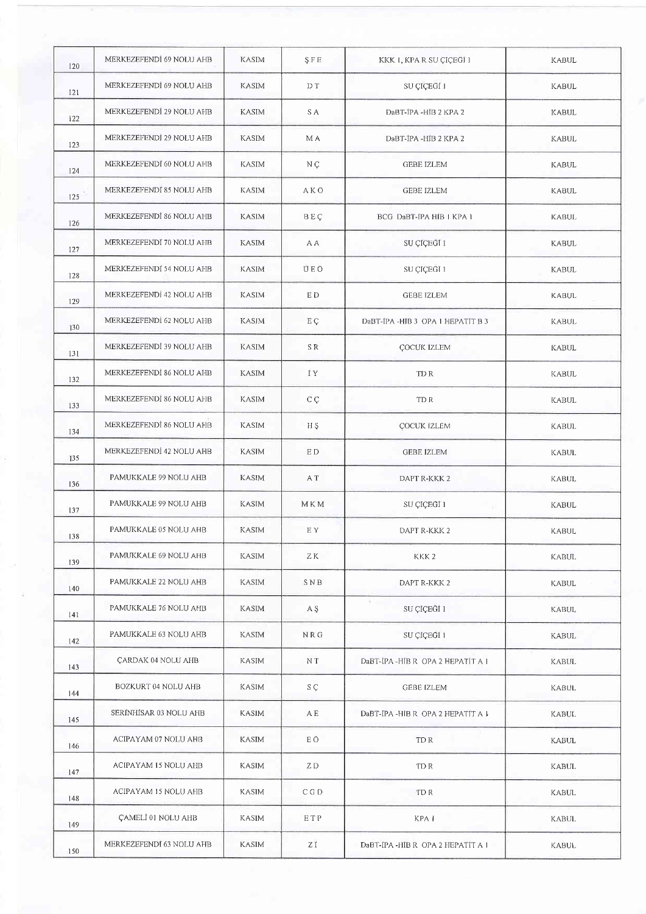| | | | | | |
|---|---|---|---|---|---|
| 120 | MERKEZEFENDİ 69 NOLU AHB | KASIM | Ş F E | KKK 1, KPA R SU ÇİÇEĞİ 1 | KABUL |
| 121 | MERKEZEFENDİ 69 NOLU AHB | KASIM | D T | SU ÇİÇEĞİ 1 | KABUL |
| 122 | MERKEZEFENDİ 29 NOLU AHB | KASIM | S A | DaBT-İPA -HİB 2 KPA 2 | KABUL |
| 123 | MERKEZEFENDİ 29 NOLU AHB | KASIM | M A | DaBT-İPA -HİB 2 KPA 2 | KABUL |
| 124 | MERKEZEFENDİ 60 NOLU AHB | KASIM | N Ç | GEBE IZLEM | KABUL |
| 125 | MERKEZEFENDİ 85 NOLU AHB | KASIM | A K O | GEBE IZLEM | KABUL |
| 126 | MERKEZEFENDİ 86 NOLU AHB | KASIM | B E Ç | BCG DaBT-İPA HİB 1 KPA 1 | KABUL |
| 127 | MERKEZEFENDİ 70 NOLU AHB | KASIM | A A | SU ÇİÇEĞİ 1 | KABUL |
| 128 | MERKEZEFENDİ 54 NOLU AHB | KASIM | Ü E O | SU ÇİÇEĞİ 1 | KABUL |
| 129 | MERKEZEFENDİ 42 NOLU AHB | KASIM | E D | GEBE IZLEM | KABUL |
| 130 | MERKEZEFENDİ 62 NOLU AHB | KASIM | E Ç | DaBT-İPA -HİB 3 OPA 1 HEPATİT B 3 | KABUL |
| 131 | MERKEZEFENDİ 39 NOLU AHB | KASIM | S R | ÇOCUK IZLEM | KABUL |
| 132 | MERKEZEFENDİ 86 NOLU AHB | KASIM | İ Y | TD R | KABUL |
| 133 | MERKEZEFENDİ 86 NOLU AHB | KASIM | C Ç | TD R | KABUL |
| 134 | MERKEZEFENDİ 86 NOLU AHB | KASIM | H Ş | ÇOCUK IZLEM | KABUL |
| 135 | MERKEZEFENDİ 42 NOLU AHB | KASIM | E D | GEBE IZLEM | KABUL |
| 136 | PAMUKKALE 99 NOLU AHB | KASIM | A T | DAPT R-KKK 2 | KABUL |
| 137 | PAMUKKALE 99 NOLU AHB | KASIM | M K M | SU ÇİÇEGİ 1 | KABUL |
| 138 | PAMUKKALE 05 NOLU AHB | KASIM | E Y | DAPT R-KKK 2 | KABUL |
| 139 | PAMUKKALE 69 NOLU AHB | KASIM | Z K | KKK 2 | KABUL |
| 140 | PAMUKKALE 22 NOLU AHB | KASIM | S N B | DAPT R-KKK 2 | KABUL |
| 141 | PAMUKKALE 76 NOLU AHB | KASIM | A Ş | SU ÇİÇEĞİ 1 | KABUL |
| 142 | PAMUKKALE 63 NOLU AHB | KASIM | N R G | SU ÇİÇEGİ 1 | KABUL |
| 143 | ÇARDAK 04 NOLU AHB | KASIM | N T | DaBT-İPA -HİB R OPA 2 HEPATİT A 1 | KABUL |
| 144 | BOZKURT 04 NOLU AHB | KASIM | S Ç | GEBE IZLEM | KABUL |
| 145 | SERİNHİSAR 03 NOLU AHB | KASIM | A E | DaBT-İPA -HIB R OPA 2 HEPATIT A 1 | KABUL |
| 146 | ACIPAYAM 07 NOLU AHB | KASIM | E Ö | TD R | KABUL |
| 147 | ACIPAYAM 15 NOLU AHB | KASIM | Z D | TD R | KABUL |
| 148 | ACIPAYAM 15 NOLU AHB | KASIM | C G D | TD R | KABUL |
| 149 | ÇAMELİ 01 NOLU AHB | KASIM | E T P | KPA 1 | KABUL |
| 150 | MERKEZEFENDİ 63 NOLU AHB | KASIM | Z İ | DaBT-İPA -HİB R OPA 2 HEPATİT A 1 | KABUL |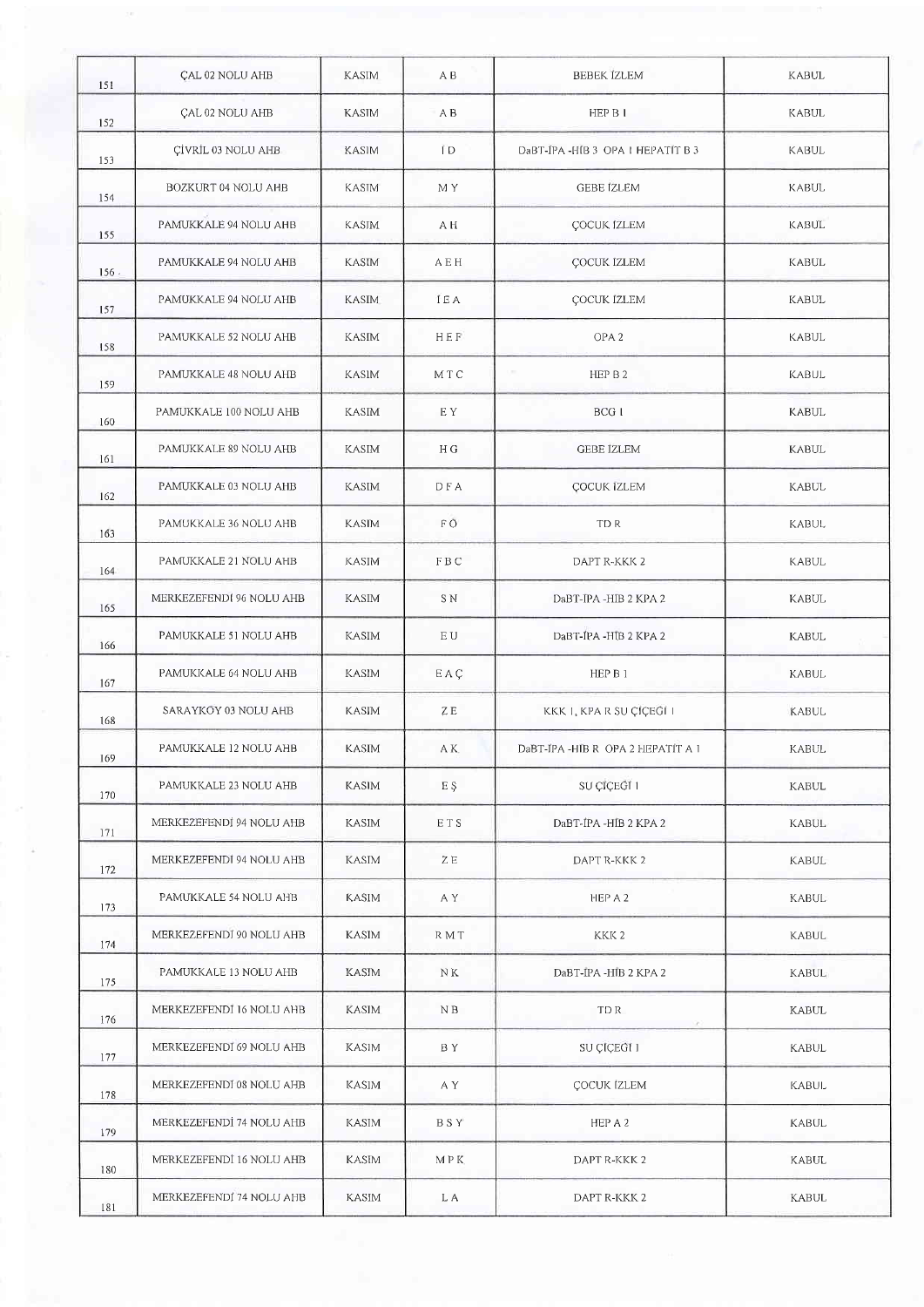| | | | | | |
|---|---|---|---|---|---|
| 151 | ÇAL 02 NOLU AHB | KASIM | A B | BEBEK İZLEM | KABUL |
| 152 | ÇAL 02 NOLU AHB | KASIM | A B | HEP B 1 | KABUL |
| 153 | ÇİVRİL 03 NOLU AHB | KASIM | İ D | DaBT-İPA -HİB 3 OPA 1 HEPATİT B 3 | KABUL |
| 154 | BOZKURT 04 NOLU AHB | KASIM | M Y | GEBE İZLEM | KABUL |
| 155 | PAMUKKALE 94 NOLU AHB | KASIM | A H | ÇOCUK İZLEM | KABUL |
| 156 | PAMUKKALE 94 NOLU AHB | KASIM | A E H | ÇOCUK İZLEM | KABUL |
| 157 | PAMUKKALE 94 NOLU AHB | KASIM | İ E A | ÇOCUK İZLEM | KABUL |
| 158 | PAMUKKALE 52 NOLU AHB | KASIM | H E F | OPA 2 | KABUL |
| 159 | PAMUKKALE 48 NOLU AHB | KASIM | M T C | HEP B 2 | KABUL |
| 160 | PAMUKKALE 100 NOLU AHB | KASIM | E Y | BCG 1 | KABUL |
| 161 | PAMUKKALE 89 NOLU AHB | KASIM | H G | GEBE İZLEM | KABUL |
| 162 | PAMUKKALE 03 NOLU AHB | KASIM | D F A | ÇOCUK İZLEM | KABUL |
| 163 | PAMUKKALE 36 NOLU AHB | KASIM | F Ö | TD R | KABUL |
| 164 | PAMUKKALE 21 NOLU AHB | KASIM | F B C | DAPT R-KKK 2 | KABUL |
| 165 | MERKEZEFENDİ 96 NOLU AHB | KASIM | S N | DaBT-İPA -HİB 2 KPA 2 | KABUL |
| 166 | PAMUKKALE 51 NOLU AHB | KASIM | E U | DaBT-İPA -HİB 2 KPA 2 | KABUL |
| 167 | PAMUKKALE 64 NOLU AHB | KASIM | E A Ç | HEP B 1 | KABUL |
| 168 | SARAYKÖY 03 NOLU AHB | KASIM | Z E | KKK 1, KPA R SU ÇİÇEĞİ 1 | KABUL |
| 169 | PAMUKKALE 12 NOLU AHB | KASIM | A K | DaBT-İPA -HİB R OPA 2 HEPATİT A 1 | KABUL |
| 170 | PAMUKKALE 23 NOLU AHB | KASIM | E Ş | SU ÇİÇEĞİ 1 | KABUL |
| 171 | MERKEZEFENDİ 94 NOLU AHB | KASIM | E T S | DaBT-İPA -HİB 2 KPA 2 | KABUL |
| 172 | MERKEZEFENDİ 94 NOLU AHB | KASIM | Z E | DAPT R-KKK 2 | KABUL |
| 173 | PAMUKKALE 54 NOLU AHB | KASIM | A Y | HEP A 2 | KABUL |
| 174 | MERKEZEFENDİ 90 NOLU AHB | KASIM | R M T | KKK 2 | KABUL |
| 175 | PAMUKKALE 13 NOLU AHB | KASIM | N K | DaBT-İPA -HİB 2 KPA 2 | KABUL |
| 176 | MERKEZEFENDİ 16 NOLU AHB | KASIM | N B | TD R | KABUL |
| 177 | MERKEZEFENDİ 69 NOLU AHB | KASIM | B Y | SU ÇİÇEĞİ 1 | KABUL |
| 178 | MERKEZEFENDİ 08 NOLU AHB | KASIM | A Y | ÇOCUK İZLEM | KABUL |
| 179 | MERKEZEFENDİ 74 NOLU AHB | KASIM | B S Y | HEP A 2 | KABUL |
| 180 | MERKEZEFENDİ 16 NOLU AHB | KASIM | M P K | DAPT R-KKK 2 | KABUL |
| 181 | MERKEZEFENDİ 74 NOLU AHB | KASIM | L A | DAPT R-KKK 2 | KABUL |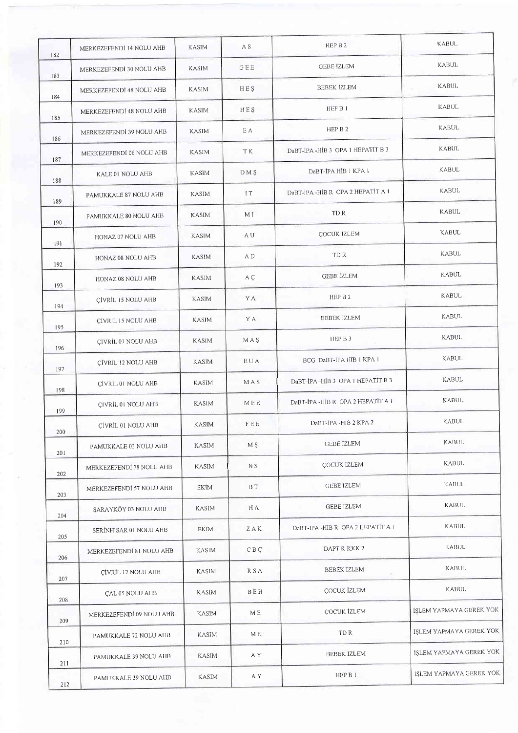| | | | | | |
|---|---|---|---|---|---|
| 182 | MERKEZEFENDİ 14 NOLU AHB | KASIM | A S | HEP B 2 | KABUL |
| 183 | MERKEZEFENDİ 30 NOLU AHB | KASIM | G E E | GEBE İZLEM | KABUL |
| 184 | MERKEZEFENDİ 48 NOLU AHB | KASIM | H E Ş | BEBEK İZLEM | KABUL |
| 185 | MERKEZEFENDİ 48 NOLU AHB | KASIM | H E Ş | HEP B 1 | KABUL |
| 186 | MERKEZEFENDİ 39 NOLU AHB | KASIM | E A | HEP B 2 | KABUL |
| 187 | MERKEZEFENDİ 06 NOLU AHB | KASIM | T K | DaBT-İPA -HİB 3 OPA 1 HEPATİT B 3 | KABUL |
| 188 | KALE 01 NOLU AHB | KASIM | D M Ş | DaBT-İPA HİB 1 KPA 1 | KABUL |
| 189 | PAMUKKALE 87 NOLU AHB | KASIM | İ T | DaBT-İPA -HİB R OPA 2 HEPATİT A 1 | KABUL |
| 190 | PAMUKKALE 80 NOLU AHB | KASIM | M İ | TD R | KABUL |
| 191 | HONAZ 07 NOLU AHB | KASIM | A U | ÇOCUK İZLEM | KABUL |
| 192 | HONAZ 08 NOLU AHB | KASIM | A D | TD R | KABUL |
| 193 | HONAZ 08 NOLU AHB | KASIM | A Ç | GEBE İZLEM | KABUL |
| 194 | ÇİVRİL 15 NOLU AHB | KASIM | Y A | HEP B 2 | KABUL |
| 195 | ÇİVRİL 15 NOLU AHB | KASIM | Y A | BEBEK İZLEM | KABUL |
| 196 | ÇİVRİL 07 NOLU AHB | KASIM | M A Ş | HEP B 3 | KABUL |
| 197 | ÇİVRİL 12 NOLU AHB | KASIM | E U A | BCG DaBT-İPA HİB 1 KPA 1 | KABUL |
| 198 | ÇİVRİL 01 NOLU AHB | KASIM | M A S | DaBT-İPA -HİB 3 OPA 1 HEPATİT B 3 | KABUL |
| 199 | ÇİVRİL 01 NOLU AHB | KASIM | M E E | DaBT-İPA -HİB R OPA 2 HEPATİT A 1 | KABUL |
| 200 | ÇİVRİL 01 NOLU AHB | KASIM | F E E | DaBT-İPA -HİB 2 KPA 2 | KABUL |
| 201 | PAMUKKALE 03 NOLU AHB | KASIM | M Ş | GEBE İZLEM | KABUL |
| 202 | MERKEZEFENDİ 78 NOLU AHB | KASIM | N S | ÇOCUK İZLEM | KABUL |
| 203 | MERKEZEFENDİ 57 NOLU AHB | EKİM | B T | GEBE İZLEM | KABUL |
| 204 | SARAYKÖY 03 NOLU AHB | KASIM | H A | GEBE İZLEM | KABUL |
| 205 | SERİNHİSAR 01 NOLU AHB | EKİM | Z A K | DaBT-İPA -HİB R OPA 2 HEPATİT A 1 | KABUL |
| 206 | MERKEZEFENDİ 81 NOLU AHB | KASIM | C B Ç | DAPT R-KKK 2 | KABUL |
| 207 | ÇİVRİL 12 NOLU AHB | KASIM | R S A | BEBEK İZLEM | KABUL |
| 208 | ÇAL 05 NOLU AHB | KASIM | B E H | ÇOCUK İZLEM | KABUL |
| 209 | MERKEZEFENDİ 09 NOLU AHB | KASIM | M E | ÇOCUK İZLEM | İŞLEM YAPMAYA GEREK YOK |
| 210 | PAMUKKALE 72 NOLU AHB | KASIM | M E | TD R | İŞLEM YAPMAYA GEREK YOK |
| 211 | PAMUKKALE 39 NOLU AHB | KASIM | A Y | BEBEK İZLEM | İŞLEM YAPMAYA GEREK YOK |
| 212 | PAMUKKALE 39 NOLU AHB | KASIM | A Y | HEP B 1 | İŞLEM YAPMAYA GEREK YOK |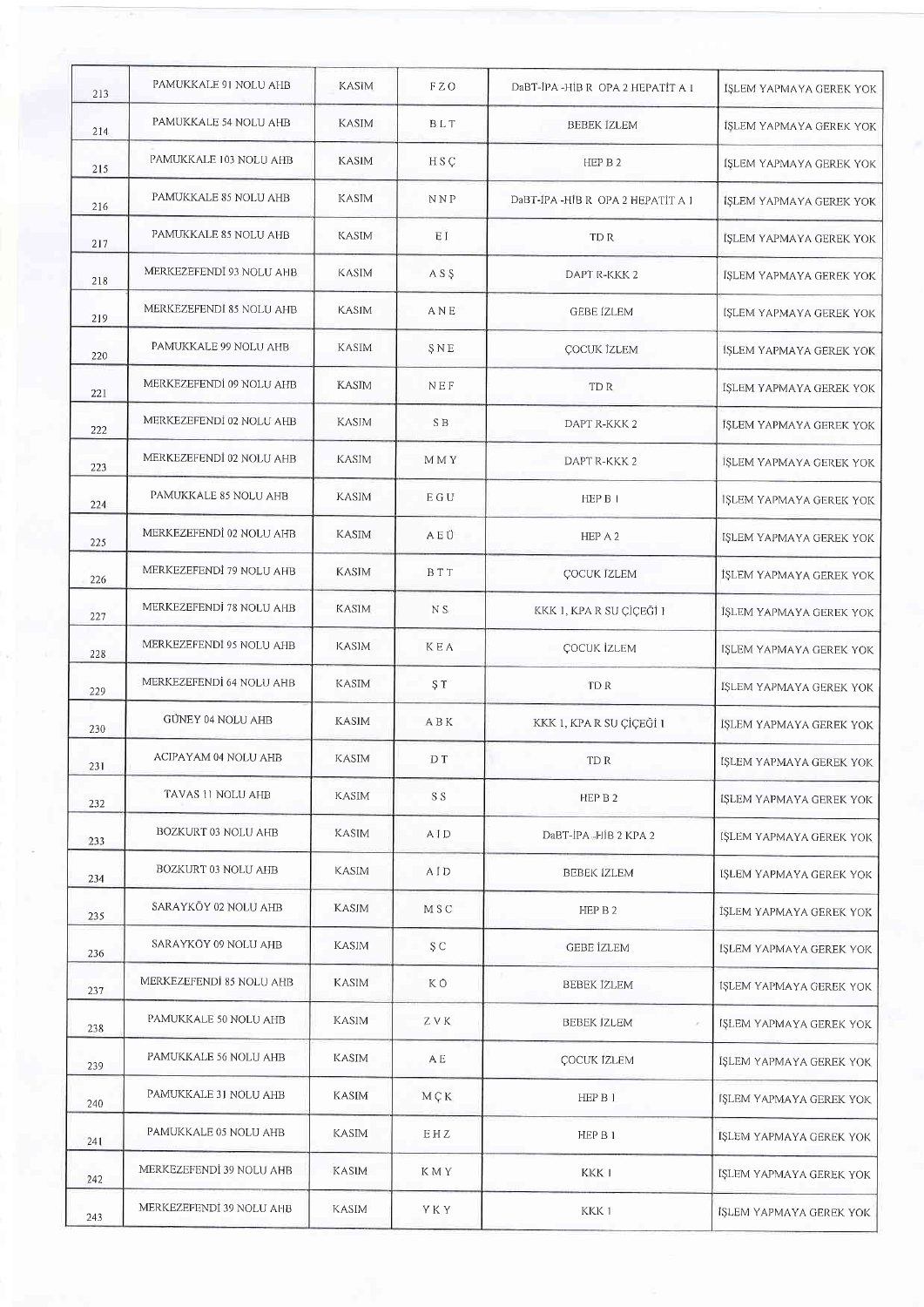| 213 | PAMUKKALE 91 NOLU AHB | KASIM | F Z O | DaBT-İPA -HİB R OPA 2 HEPATİT A 1 | İŞLEM YAPMAYA GEREK YOK |
|---|---|---|---|---|---|
| 214 | PAMUKKALE 54 NOLU AHB | KASIM | B L T | BEBEK İZLEM | İŞLEM YAPMAYA GEREK YOK |
| 215 | PAMUKKALE 103 NOLU AHB | KASIM | H S Ç | HEP B 2 | İŞLEM YAPMAYA GEREK YOK |
| 216 | PAMUKKALE 85 NOLU AHB | KASIM | N N P | DaBT-İPA -HİB R OPA 2 HEPATİT A 1 | İŞLEM YAPMAYA GEREK YOK |
| 217 | PAMUKKALE 85 NOLU AHB | KASIM | E İ | TD R | İŞLEM YAPMAYA GEREK YOK |
| 218 | MERKEZEFENDİ 93 NOLU AHB | KASIM | A S Ş | DAPT R-KKK 2 | İŞLEM YAPMAYA GEREK YOK |
| 219 | MERKEZEFENDİ 85 NOLU AHB | KASIM | A N E | GEBE İZLEM | İŞLEM YAPMAYA GEREK YOK |
| 220 | PAMUKKALE 99 NOLU AHB | KASIM | Ş N E | ÇOCUK İZLEM | İŞLEM YAPMAYA GEREK YOK |
| 221 | MERKEZEFENDİ 09 NOLU AHB | KASIM | N E F | TD R | İŞLEM YAPMAYA GEREK YOK |
| 222 | MERKEZEFENDİ 02 NOLU AHB | KASIM | S B | DAPT R-KKK 2 | İŞLEM YAPMAYA GEREK YOK |
| 223 | MERKEZEFENDİ 02 NOLU AHB | KASIM | M M Y | DAPT R-KKK 2 | İŞLEM YAPMAYA GEREK YOK |
| 224 | PAMUKKALE 85 NOLU AHB | KASIM | E G U | HEP B 1 | İŞLEM YAPMAYA GEREK YOK |
| 225 | MERKEZEFENDİ 02 NOLU AHB | KASIM | A E Ü | HEP A 2 | İŞLEM YAPMAYA GEREK YOK |
| 226 | MERKEZEFENDİ 79 NOLU AHB | KASIM | B T T | ÇOCUK İZLEM | İŞLEM YAPMAYA GEREK YOK |
| 227 | MERKEZEFENDİ 78 NOLU AHB | KASIM | N S | KKK 1, KPA R SU ÇİÇEĞİ 1 | İŞLEM YAPMAYA GEREK YOK |
| 228 | MERKEZEFENDİ 95 NOLU AHB | KASIM | K E A | ÇOCUK İZLEM | İŞLEM YAPMAYA GEREK YOK |
| 229 | MERKEZEFENDİ 64 NOLU AHB | KASIM | Ş T | TD R | İŞLEM YAPMAYA GEREK YOK |
| 230 | GÜNEY 04 NOLU AHB | KASIM | A B K | KKK 1, KPA R SU ÇİÇEĞİ 1 | İŞLEM YAPMAYA GEREK YOK |
| 231 | ACIPAYAM 04 NOLU AHB | KASIM | D T | TD R | İŞLEM YAPMAYA GEREK YOK |
| 232 | TAVAS 11 NOLU AHB | KASIM | S S | HEP B 2 | İŞLEM YAPMAYA GEREK YOK |
| 233 | BOZKURT 03 NOLU AHB | KASIM | A İ D | DaBT-İPA -HİB 2 KPA 2 | İŞLEM YAPMAYA GEREK YOK |
| 234 | BOZKURT 03 NOLU AHB | KASIM | A İ D | BEBEK İZLEM | İŞLEM YAPMAYA GEREK YOK |
| 235 | SARAYKÖY 02 NOLU AHB | KASIM | M S C | HEP B 2 | İŞLEM YAPMAYA GEREK YOK |
| 236 | SARAYKÖY 09 NOLU AHB | KASIM | Ş C | GEBE İZLEM | İŞLEM YAPMAYA GEREK YOK |
| 237 | MERKEZEFENDİ 85 NOLU AHB | KASIM | K Ö | BEBEK İZLEM | İŞLEM YAPMAYA GEREK YOK |
| 238 | PAMUKKALE 50 NOLU AHB | KASIM | Z V K | BEBEK İZLEM | İŞLEM YAPMAYA GEREK YOK |
| 239 | PAMUKKALE 56 NOLU AHB | KASIM | A E | ÇOCUK İZLEM | İŞLEM YAPMAYA GEREK YOK |
| 240 | PAMUKKALE 31 NOLU AHB | KASIM | M Ç K | HEP B 1 | İŞLEM YAPMAYA GEREK YOK |
| 241 | PAMUKKALE 05 NOLU AHB | KASIM | E H Z | HEP B 1 | İŞLEM YAPMAYA GEREK YOK |
| 242 | MERKEZEFENDİ 39 NOLU AHB | KASIM | K M Y | KKK 1 | İŞLEM YAPMAYA GEREK YOK |
| 243 | MERKEZEFENDİ 39 NOLU AHB | KASIM | Y K Y | KKK 1 | İŞLEM YAPMAYA GEREK YOK |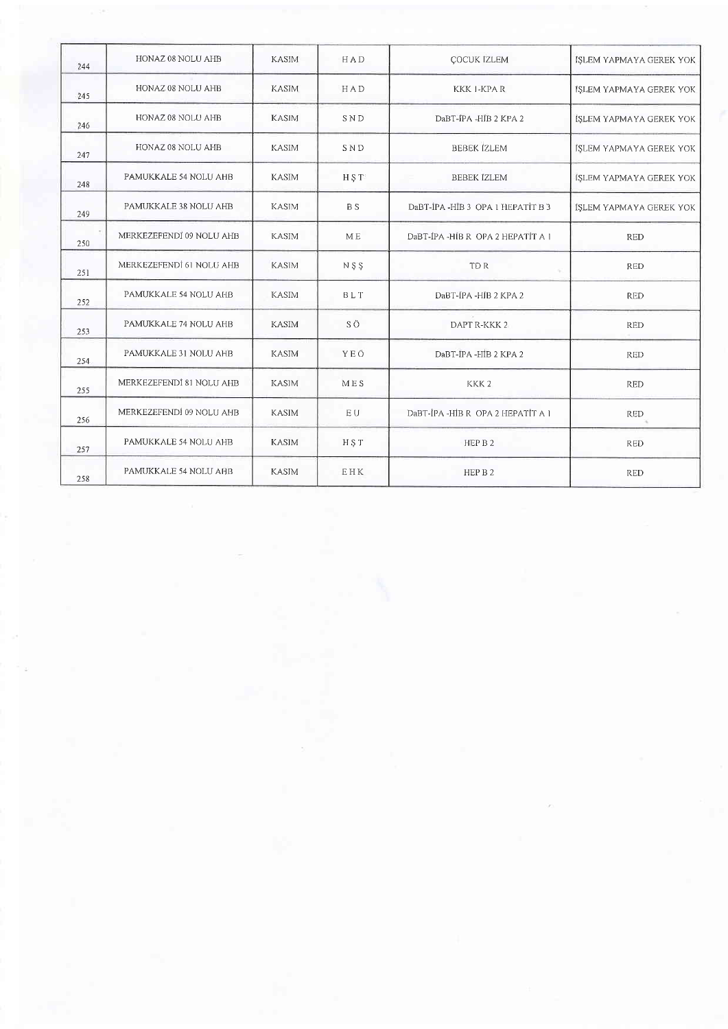| | | | | | |
|---|---|---|---|---|---|
| 244 | HONAZ 08 NOLU AHB | KASIM | H A D | ÇOCUK İZLEM | İŞLEM YAPMAYA GEREK YOK |
| 245 | HONAZ 08 NOLU AHB | KASIM | H A D | KKK 1-KPA R | İŞLEM YAPMAYA GEREK YOK |
| 246 | HONAZ 08 NOLU AHB | KASIM | S N D | DaBT-İPA -HİB 2 KPA 2 | İŞLEM YAPMAYA GEREK YOK |
| 247 | HONAZ 08 NOLU AHB | KASIM | S N D | BEBEK İZLEM | İŞLEM YAPMAYA GEREK YOK |
| 248 | PAMUKKALE 54 NOLU AHB | KASIM | H Ş T | BEBEK İZLEM | İŞLEM YAPMAYA GEREK YOK |
| 249 | PAMUKKALE 38 NOLU AHB | KASIM | B S | DaBT-İPA -HİB 3 OPA 1 HEPATİT B 3 | İŞLEM YAPMAYA GEREK YOK |
| 250 | MERKEZEFENDİ 09 NOLU AHB | KASIM | M E | DaBT-İPA -HİB R OPA 2 HEPATİT A 1 | RED |
| 251 | MERKEZEFENDİ 61 NOLU AHB | KASIM | N Ş Ş | TD R | RED |
| 252 | PAMUKKALE 54 NOLU AHB | KASIM | B L T | DaBT-İPA -HİB 2 KPA 2 | RED |
| 253 | PAMUKKALE 74 NOLU AHB | KASIM | S Ö | DAPT R-KKK 2 | RED |
| 254 | PAMUKKALE 31 NOLU AHB | KASIM | Y E Ö | DaBT-İPA -HİB 2 KPA 2 | RED |
| 255 | MERKEZEFENDİ 81 NOLU AHB | KASIM | M E S | KKK 2 | RED |
| 256 | MERKEZEFENDİ 09 NOLU AHB | KASIM | E U | DaBT-İPA -HİB R OPA 2 HEPATİT A 1 | RED |
| 257 | PAMUKKALE 54 NOLU AHB | KASIM | H Ş T | HEP B 2 | RED |
| 258 | PAMUKKALE 54 NOLU AHB | KASIM | E H K | HEP B 2 | RED |